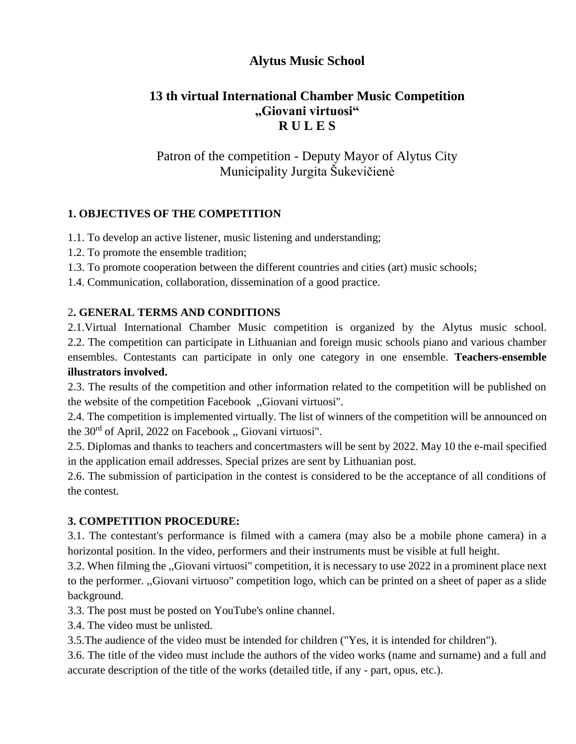# Alytus Music School

## 13 th virtual International Chamber Music Competition „Giovani virtuosi“ R U L E S

Patron of the competition - Deputy Mayor of Alytus City Municipality Jurgita Šukevičienė

**1. OBJECTIVES OF THE COMPETITION**

1.1. To develop an active listener, music listening and understanding;

1.2. To promote the ensemble tradition;

1.3. To promote cooperation between the different countries and cities (art) music schools;

1.4. Communication, collaboration, dissemination of a good practice.

2**. GENERAL TERMS AND CONDITIONS**

2.1.Virtual International Chamber Music competition is organized by the Alytus music school.
2.2. The competition can participate in Lithuanian and foreign music schools piano and various chamber ensembles. Contestants can participate in only one category in one ensemble. **Teachers-ensemble illustrators involved.**

2.3. The results of the competition and other information related to the competition will be published on the website of the competition Facebook ,,Giovani virtuosi".

2.4. The competition is implemented virtually. The list of winners of the competition will be announced on the 30rd of April, 2022 on Facebook ,, Giovani virtuosi".

2.5. Diplomas and thanks to teachers and concertmasters will be sent by 2022. May 10 the e-mail specified in the application email addresses. Special prizes are sent by Lithuanian post.

2.6. The submission of participation in the contest is considered to be the acceptance of all conditions of the contest.

**3. COMPETITION PROCEDURE:**

3.1. The contestant's performance is filmed with a camera (may also be a mobile phone camera) in a horizontal position. In the video, performers and their instruments must be visible at full height.

3.2. When filming the ,,Giovani virtuosi" competition, it is necessary to use 2022 in a prominent place next to the performer. ,,Giovani virtuoso" competition logo, which can be printed on a sheet of paper as a slide background.

3.3. The post must be posted on YouTube's online channel.

3.4. The video must be unlisted.

3.5.The audience of the video must be intended for children ("Yes, it is intended for children").

3.6. The title of the video must include the authors of the video works (name and surname) and a full and accurate description of the title of the works (detailed title, if any - part, opus, etc.).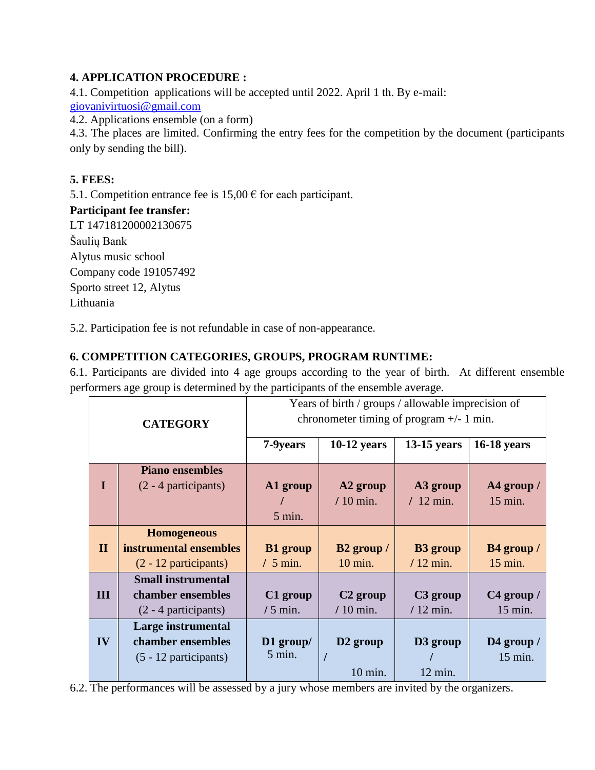**4. APPLICATION PROCEDURE :**

4.1. Competition applications will be accepted until 2022. April 1 th. By e-mail: giovanivirtuosi@gmail.com

4.2. Applications ensemble (on a form)

4.3. The places are limited. Confirming the entry fees for the competition by the document (participants only by sending the bill).

**5. FEES:**

5.1. Competition entrance fee is 15,00 € for each participant.

**Participant fee transfer:**

LT 147181200002130675
Šaulių Bank
Alytus music school
Company code 191057492
Sporto street 12, Alytus
Lithuania

5.2. Participation fee is not refundable in case of non-appearance.

**6. COMPETITION CATEGORIES, GROUPS, PROGRAM RUNTIME:**

6.1. Participants are divided into 4 age groups according to the year of birth. At different ensemble performers age group is determined by the participants of the ensemble average.

| **CATEGORY** | | Years of birth / groups / allowable imprecision of chronometer timing of program +/- 1 min. | | | |
|---|---|---|---|---|---|
| | | **7-9years** | **10-12 years** | **13-15 years** | **16-18 years** |
| **I** | **Piano ensembles** (2 - 4 participants) | **A1 group /** 5 min. | **A2 group /** 10 min. | **A3 group /** 12 min. | **A4 group /** 15 min. |
| **II** | **Homogeneous instrumental ensembles** (2 - 12 participants) | **B1 group /** 5 min. | **B2 group /** 10 min. | **B3 group /** 12 min. | **B4 group /** 15 min. |
| **III** | **Small instrumental chamber ensembles** (2 - 4 participants) | **C1 group /** 5 min. | **C2 group /** 10 min. | **C3 group /** 12 min. | **C4 group /** 15 min. |
| **IV** | **Large instrumental chamber ensembles** (5 - 12 participants) | **D1 group/** 5 min. | **D2 group /** 10 min. | **D3 group /** 12 min. | **D4 group /** 15 min. |

6.2. The performances will be assessed by a jury whose members are invited by the organizers.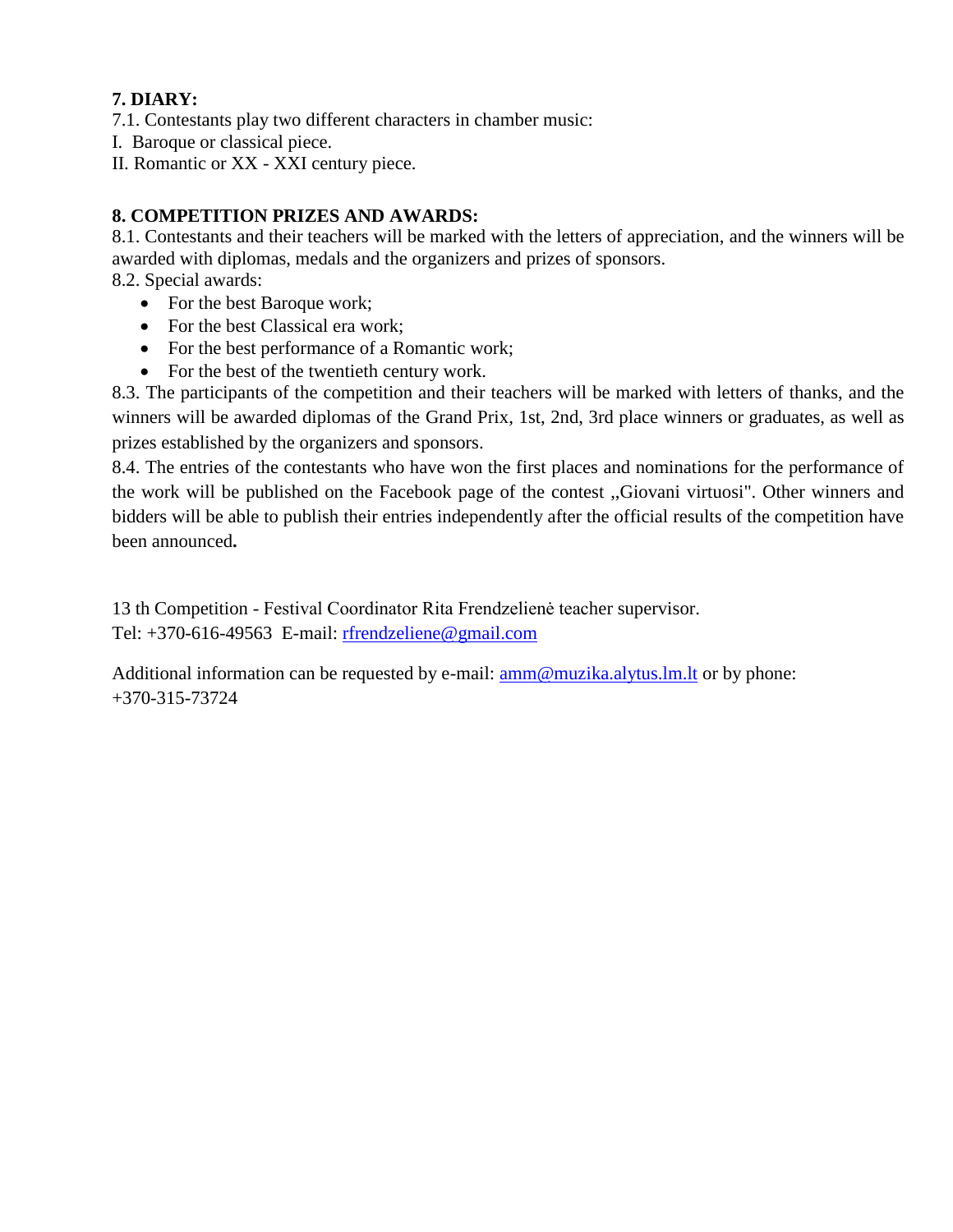**7. DIARY:**

7.1. Contestants play two different characters in chamber music:

I. Baroque or classical piece.

II. Romantic or XX - XXI century piece.

**8. COMPETITION PRIZES AND AWARDS:**

8.1. Contestants and their teachers will be marked with the letters of appreciation, and the winners will be awarded with diplomas, medals and the organizers and prizes of sponsors.

8.2. Special awards:

- For the best Baroque work;
- For the best Classical era work;
- For the best performance of a Romantic work;
- For the best of the twentieth century work.

8.3. The participants of the competition and their teachers will be marked with letters of thanks, and the winners will be awarded diplomas of the Grand Prix, 1st, 2nd, 3rd place winners or graduates, as well as prizes established by the organizers and sponsors.

8.4. The entries of the contestants who have won the first places and nominations for the performance of the work will be published on the Facebook page of the contest „Giovani virtuosi". Other winners and bidders will be able to publish their entries independently after the official results of the competition have been announced**.**

13 th Competition - Festival Coordinator Rita Frendzelienė teacher supervisor.
Tel: +370-616-49563 E-mail: rfrendzeliene@gmail.com

Additional information can be requested by e-mail: amm@muzika.alytus.lm.lt or by phone: +370-315-73724